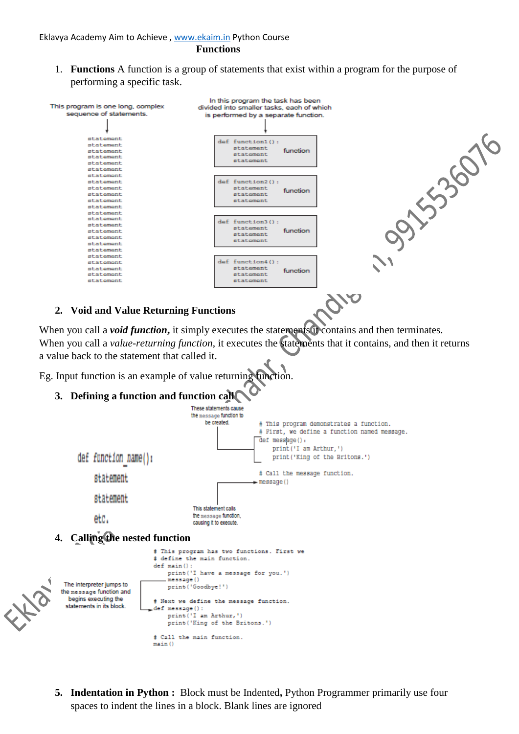Eklavya Academy Aim to Achieve , www.ekaim.in Python Course

# Functions

1. **Functions** A function is a group of statements that exist within a program for the purpose of performing a specific task.

This program is one long, complex sequence of statements.

```
statement
statement
statement
statement
statement
statement
statement
statement
statement
statement
statement
statement
statement
statement
statement
statement
statement
statement
statement
statement
statement
statement
statement
statement
```

In this program the task has been divided into smaller tasks, each of which is performed by a separate function.

```
def function1():
    statement
    statement
    statement
```
function

```
def function2():
    statement
    statement
    statement
```
function

```
def function3():
    statement
    statement
    statement
```
function

```
def function4():
    statement
    statement
    statement
```
function

2. **Void and Value Returning Functions**

When you call a ***void function***, it simply executes the statements it contains and then terminates. When you call a *value-returning function*, it executes the statements that it contains, and then it returns a value back to the statement that called it.

Eg. Input function is an example of value returning function.

3. **Defining a function and function call**

```
def function_name():
    statement
    statement
    etc.
```

These statements cause the message function to be created.

```
# This program demonstrates a function.
# First, we define a function named message.
def message():
    print('I am Arthur,')
    print('King of the Britons.')

# Call the message function.
message()
```

This statement calls the message function, causing it to execute.

4. **Calling the nested function**

```
# This program has two functions. First we
# define the main function.
def main():
    print('I have a message for you.')
    message()
    print('Goodbye!')

# Next we define the message function.
def message():
    print('I am Arthur,')
    print('King of the Britons.')

# Call the main function.
main()
```

The interpreter jumps to the message function and begins executing the statements in its block.

5. **Indentation in Python :** Block must be Indented**,** Python Programmer primarily use four spaces to indent the lines in a block. Blank lines are ignored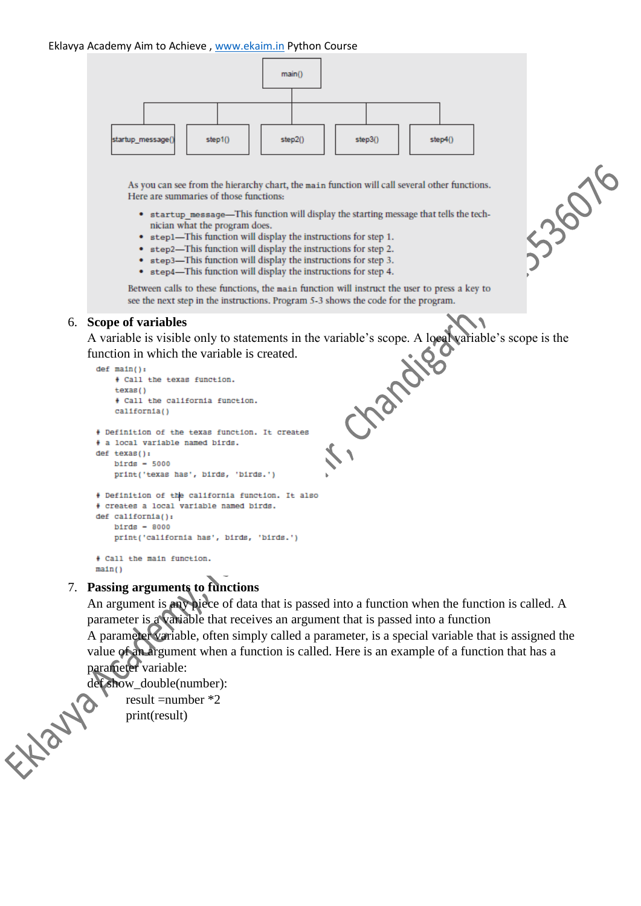main()

startup_message() | step1() | step2() | step3() | step4()

As you can see from the hierarchy chart, the `main` function will call several other functions. Here are summaries of those functions:

- `startup_message`—This function will display the starting message that tells the technician what the program does.
- `step1`—This function will display the instructions for step 1.
- `step2`—This function will display the instructions for step 2.
- `step3`—This function will display the instructions for step 3.
- `step4`—This function will display the instructions for step 4.

Between calls to these functions, the `main` function will instruct the user to press a key to see the next step in the instructions. Program 5-3 shows the code for the program.

6. **Scope of variables**

   A variable is visible only to statements in the variable's scope. A local variable's scope is the function in which the variable is created.

```
def main():
    # Call the texas function.
    texas()
    # Call the california function.
    california()

# Definition of the texas function. It creates
# a local variable named birds.
def texas():
    birds = 5000
    print('texas has', birds, 'birds.')

# Definition of the california function. It also
# creates a local variable named birds.
def california():
    birds = 8000
    print('california has', birds, 'birds.')

# Call the main function.
main()
```

7. **Passing arguments to functions**

   An argument is any piece of data that is passed into a function when the function is called. A parameter is a variable that receives an argument that is passed into a function

   A parameter variable, often simply called a parameter, is a special variable that is assigned the value of an argument when a function is called. Here is an example of a function that has a parameter variable:

```
def show_double(number):
        result =number *2
        print(result)
```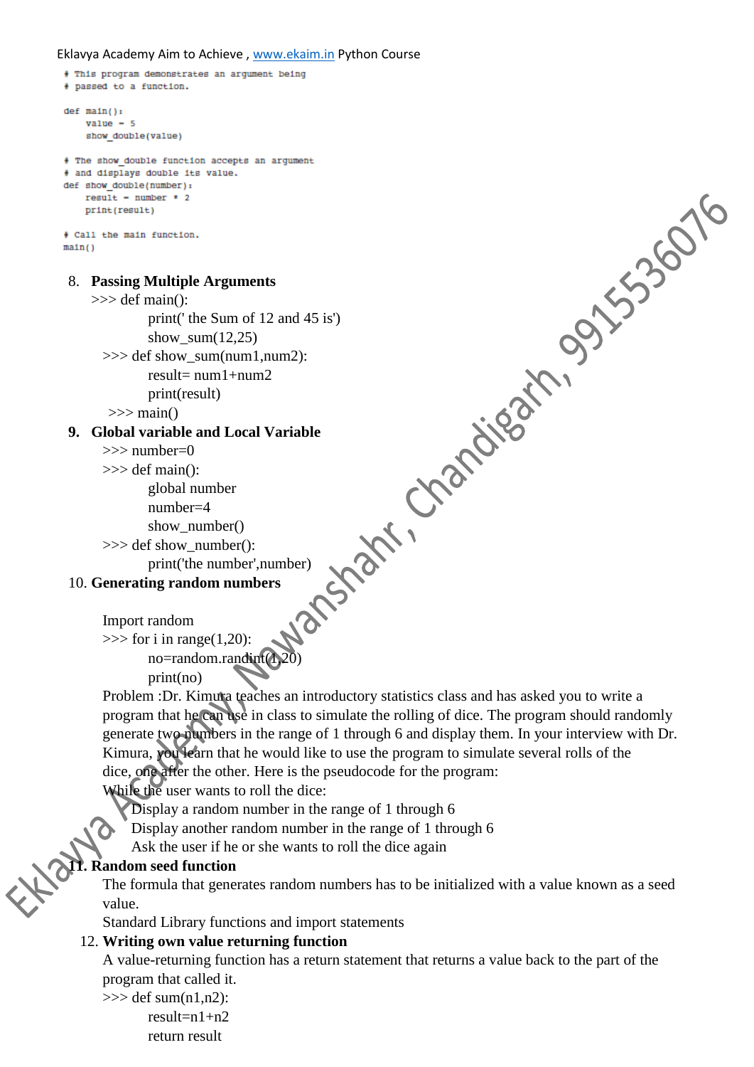```
# This program demonstrates an argument being
# passed to a function.

def main():
    value = 5
    show_double(value)

# The show_double function accepts an argument
# and displays double its value.
def show_double(number):
    result = number * 2
    print(result)

# Call the main function.
main()
```

8. **Passing Multiple Arguments**

```
>>> def main():
        print(' the Sum of 12 and 45 is')
        show_sum(12,25)
>>> def show_sum(num1,num2):
        result= num1+num2
        print(result)
>>> main()
```

9. **Global variable and Local Variable**

```
>>> number=0
>>> def main():
        global number
        number=4
        show_number()
>>> def show_number():
        print('the number',number)
```

10. **Generating random numbers**

```
Import random
>>> for i in range(1,20):
        no=random.randint(1,20)
        print(no)
```

Problem :Dr. Kimura teaches an introductory statistics class and has asked you to write a program that he can use in class to simulate the rolling of dice. The program should randomly generate two numbers in the range of 1 through 6 and display them. In your interview with Dr. Kimura, you learn that he would like to use the program to simulate several rolls of the dice, one after the other. Here is the pseudocode for the program:

While the user wants to roll the dice:
  Display a random number in the range of 1 through 6
  Display another random number in the range of 1 through 6
  Ask the user if he or she wants to roll the dice again

11. **Random seed function**

The formula that generates random numbers has to be initialized with a value known as a seed value.

Standard Library functions and import statements

12. **Writing own value returning function**

A value-returning function has a return statement that returns a value back to the part of the program that called it.

```
>>> def sum(n1,n2):
        result=n1+n2
        return result
```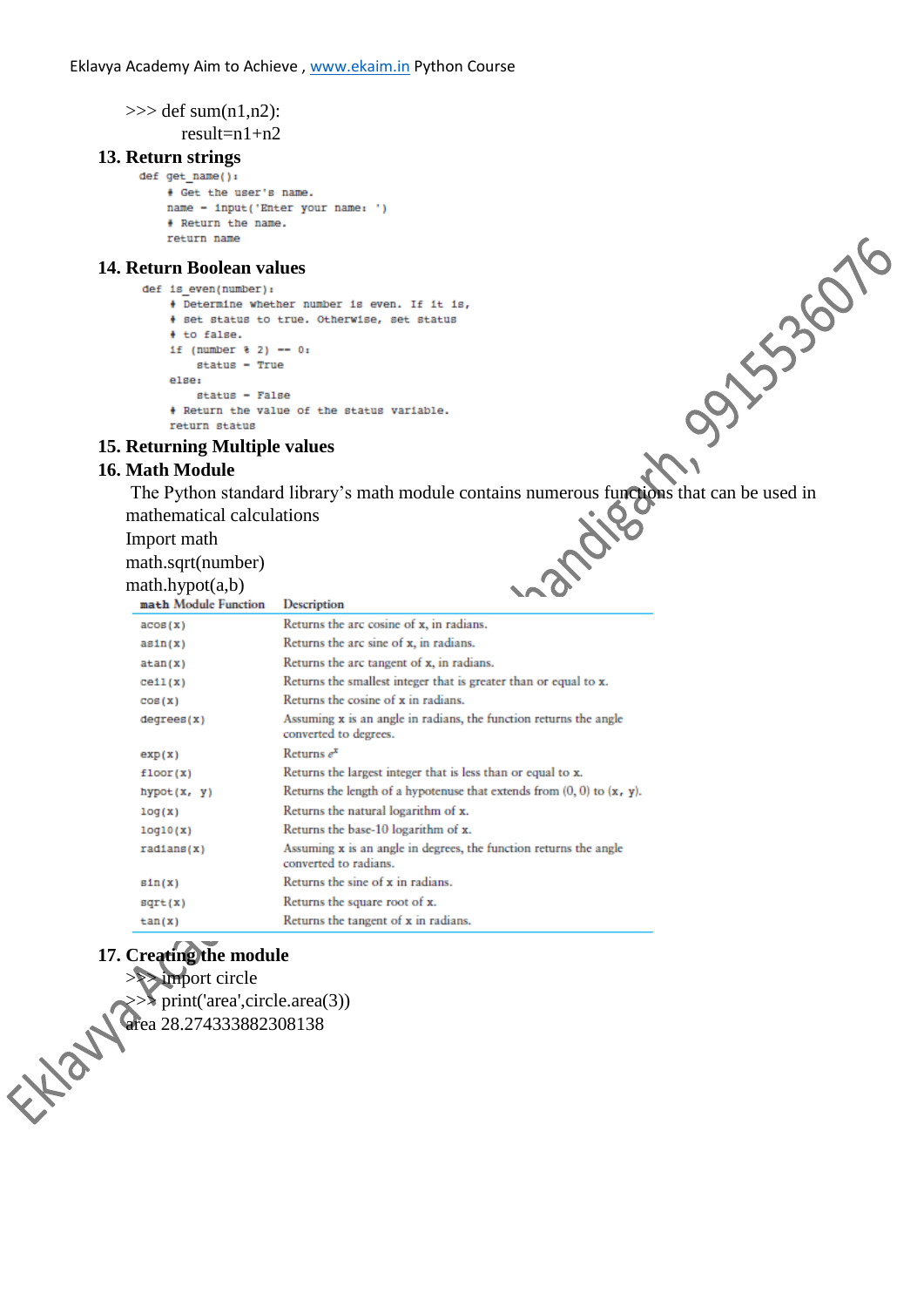```
>>> def sum(n1,n2):
        result=n1+n2
```

## 13. Return strings

```
def get_name():
    # Get the user's name.
    name = input('Enter your name: ')
    # Return the name.
    return name
```

## 14. Return Boolean values

```
def is_even(number):
    # Determine whether number is even. If it is,
    # set status to true. Otherwise, set status
    # to false.
    if (number % 2) == 0:
        status = True
    else:
        status = False
    # Return the value of the status variable.
    return status
```

## 15. Returning Multiple values

## 16. Math Module

The Python standard library's math module contains numerous functions that can be used in mathematical calculations

Import math

math.sqrt(number)

math.hypot(a,b)

| math Module Function | Description |
|---|---|
| acos(x) | Returns the arc cosine of x, in radians. |
| asin(x) | Returns the arc sine of x, in radians. |
| atan(x) | Returns the arc tangent of x, in radians. |
| ceil(x) | Returns the smallest integer that is greater than or equal to x. |
| cos(x) | Returns the cosine of x in radians. |
| degrees(x) | Assuming x is an angle in radians, the function returns the angle converted to degrees. |
| exp(x) | Returns $e^x$ |
| floor(x) | Returns the largest integer that is less than or equal to x. |
| hypot(x, y) | Returns the length of a hypotenuse that extends from (0, 0) to (x, y). |
| log(x) | Returns the natural logarithm of x. |
| log10(x) | Returns the base-10 logarithm of x. |
| radians(x) | Assuming x is an angle in degrees, the function returns the angle converted to radians. |
| sin(x) | Returns the sine of x in radians. |
| sqrt(x) | Returns the square root of x. |
| tan(x) | Returns the tangent of x in radians. |

## 17. Creating the module

```
>>> import circle
>>> print('area',circle.area(3))
area 28.274333882308138
```